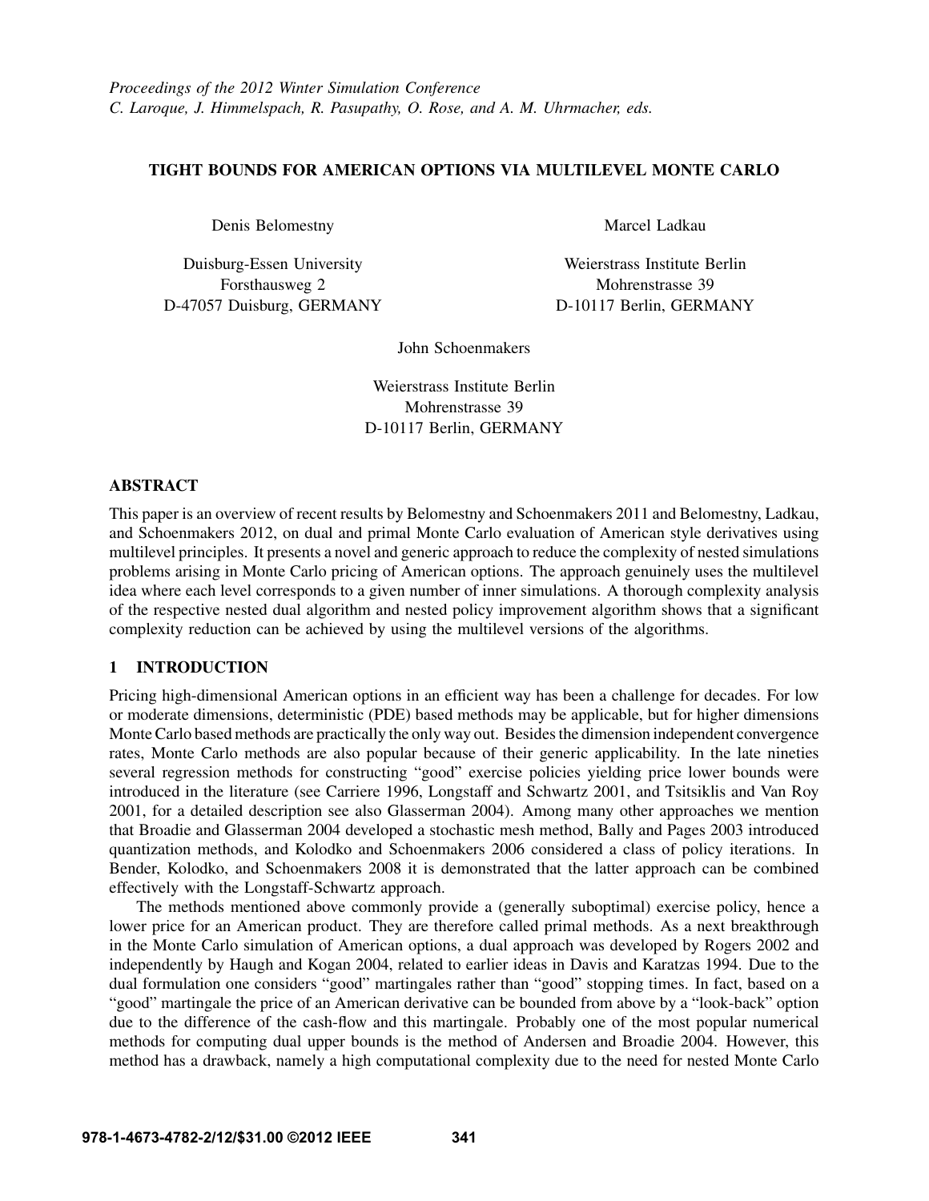*Proceedings of the 2012 Winter Simulation Conference*
*C. Laroque, J. Himmelspach, R. Pasupathy, O. Rose, and A. M. Uhrmacher, eds.*

# TIGHT BOUNDS FOR AMERICAN OPTIONS VIA MULTILEVEL MONTE CARLO

Denis Belomestny

Duisburg-Essen University
Forsthausweg 2
D-47057 Duisburg, GERMANY

Marcel Ladkau

Weierstrass Institute Berlin
Mohrenstrasse 39
D-10117 Berlin, GERMANY

John Schoenmakers

Weierstrass Institute Berlin
Mohrenstrasse 39
D-10117 Berlin, GERMANY

## ABSTRACT

This paper is an overview of recent results by Belomestny and Schoenmakers 2011 and Belomestny, Ladkau, and Schoenmakers 2012, on dual and primal Monte Carlo evaluation of American style derivatives using multilevel principles. It presents a novel and generic approach to reduce the complexity of nested simulations problems arising in Monte Carlo pricing of American options. The approach genuinely uses the multilevel idea where each level corresponds to a given number of inner simulations. A thorough complexity analysis of the respective nested dual algorithm and nested policy improvement algorithm shows that a significant complexity reduction can be achieved by using the multilevel versions of the algorithms.

## 1 INTRODUCTION

Pricing high-dimensional American options in an efficient way has been a challenge for decades. For low or moderate dimensions, deterministic (PDE) based methods may be applicable, but for higher dimensions Monte Carlo based methods are practically the only way out. Besides the dimension independent convergence rates, Monte Carlo methods are also popular because of their generic applicability. In the late nineties several regression methods for constructing "good" exercise policies yielding price lower bounds were introduced in the literature (see Carriere 1996, Longstaff and Schwartz 2001, and Tsitsiklis and Van Roy 2001, for a detailed description see also Glasserman 2004). Among many other approaches we mention that Broadie and Glasserman 2004 developed a stochastic mesh method, Bally and Pages 2003 introduced quantization methods, and Kolodko and Schoenmakers 2006 considered a class of policy iterations. In Bender, Kolodko, and Schoenmakers 2008 it is demonstrated that the latter approach can be combined effectively with the Longstaff-Schwartz approach.

The methods mentioned above commonly provide a (generally suboptimal) exercise policy, hence a lower price for an American product. They are therefore called primal methods. As a next breakthrough in the Monte Carlo simulation of American options, a dual approach was developed by Rogers 2002 and independently by Haugh and Kogan 2004, related to earlier ideas in Davis and Karatzas 1994. Due to the dual formulation one considers "good" martingales rather than "good" stopping times. In fact, based on a "good" martingale the price of an American derivative can be bounded from above by a "look-back" option due to the difference of the cash-flow and this martingale. Probably one of the most popular numerical methods for computing dual upper bounds is the method of Andersen and Broadie 2004. However, this method has a drawback, namely a high computational complexity due to the need for nested Monte Carlo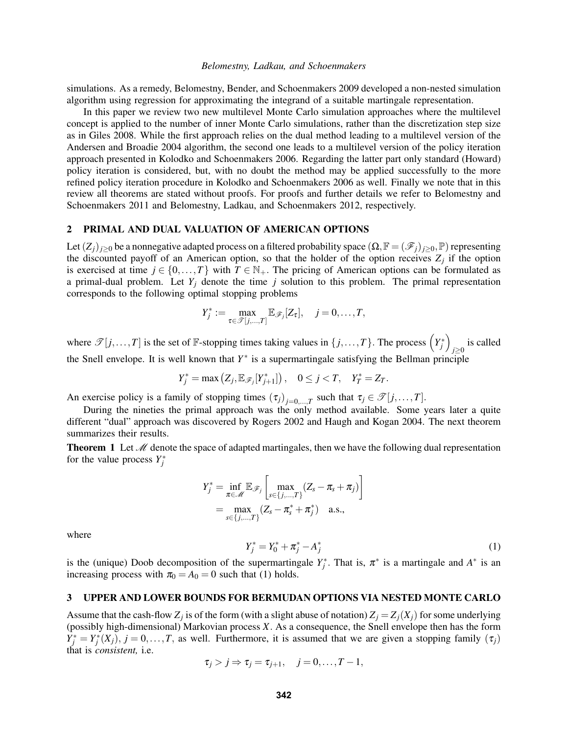simulations. As a remedy, Belomestny, Bender, and Schoenmakers 2009 developed a non-nested simulation algorithm using regression for approximating the integrand of a suitable martingale representation.

In this paper we review two new multilevel Monte Carlo simulation approaches where the multilevel concept is applied to the number of inner Monte Carlo simulations, rather than the discretization step size as in Giles 2008. While the first approach relies on the dual method leading to a multilevel version of the Andersen and Broadie 2004 algorithm, the second one leads to a multilevel version of the policy iteration approach presented in Kolodko and Schoenmakers 2006. Regarding the latter part only standard (Howard) policy iteration is considered, but, with no doubt the method may be applied successfully to the more refined policy iteration procedure in Kolodko and Schoenmakers 2006 as well. Finally we note that in this review all theorems are stated without proofs. For proofs and further details we refer to Belomestny and Schoenmakers 2011 and Belomestny, Ladkau, and Schoenmakers 2012, respectively.

## 2 PRIMAL AND DUAL VALUATION OF AMERICAN OPTIONS

Let $(Z_j)_{j\geq 0}$ be a nonnegative adapted process on a filtered probability space $(\Omega, \mathbb{F} = (\mathscr{F}_j)_{j\geq 0}, \mathbb{P})$ representing the discounted payoff of an American option, so that the holder of the option receives $Z_j$ if the option is exercised at time $j \in \{0, \ldots, T\}$ with $T \in \mathbb{N}_+$. The pricing of American options can be formulated as a primal-dual problem. Let $Y_j$ denote the time $j$ solution to this problem. The primal representation corresponds to the following optimal stopping problems

$$Y_j^* := \max_{\tau \in \mathscr{T}[j,\ldots,T]} \mathbb{E}_{\mathscr{F}_j}[Z_\tau], \quad j = 0, \ldots, T,$$

where $\mathscr{T}[j, \ldots, T]$ is the set of $\mathbb{F}$-stopping times taking values in $\{j, \ldots, T\}$. The process $\left(Y_j^*\right)_{j\geq 0}$ is called the Snell envelope. It is well known that $Y^*$ is a supermartingale satisfying the Bellman principle

$$Y_j^* = \max\left(Z_j, \mathbb{E}_{\mathscr{F}_j}[Y_{j+1}^*]\right), \quad 0 \leq j < T, \quad Y_T^* = Z_T.$$

An exercise policy is a family of stopping times $(\tau_j)_{j=0,\ldots,T}$ such that $\tau_j \in \mathscr{T}[j, \ldots, T]$.

During the nineties the primal approach was the only method available. Some years later a quite different "dual" approach was discovered by Rogers 2002 and Haugh and Kogan 2004. The next theorem summarizes their results.

**Theorem 1** Let $\mathscr{M}$ denote the space of adapted martingales, then we have the following dual representation for the value process $Y_j^*$

$$\begin{aligned} Y_j^* &= \inf_{\pi \in \mathscr{M}} \mathbb{E}_{\mathscr{F}_j}\left[\max_{s\in\{j,\ldots,T\}} (Z_s - \pi_s + \pi_j)\right] \\ &= \max_{s\in\{j,\ldots,T\}} (Z_s - \pi_s^* + \pi_j^*) \quad \text{a.s.}, \end{aligned}$$

where

$$Y_j^* = Y_0^* + \pi_j^* - A_j^* \tag{1}$$

is the (unique) Doob decomposition of the supermartingale $Y_j^*$. That is, $\pi^*$ is a martingale and $A^*$ is an increasing process with $\pi_0 = A_0 = 0$ such that (1) holds.

## 3 UPPER AND LOWER BOUNDS FOR BERMUDAN OPTIONS VIA NESTED MONTE CARLO

Assume that the cash-flow $Z_j$ is of the form (with a slight abuse of notation) $Z_j = Z_j(X_j)$ for some underlying (possibly high-dimensional) Markovian process $X$. As a consequence, the Snell envelope then has the form $Y_j^* = Y_j^*(X_j)$, $j = 0, \ldots, T$, as well. Furthermore, it is assumed that we are given a stopping family $(\tau_j)$ that is *consistent,* i.e.

$$\tau_j > j \Rightarrow \tau_j = \tau_{j+1}, \quad j = 0, \ldots, T-1,$$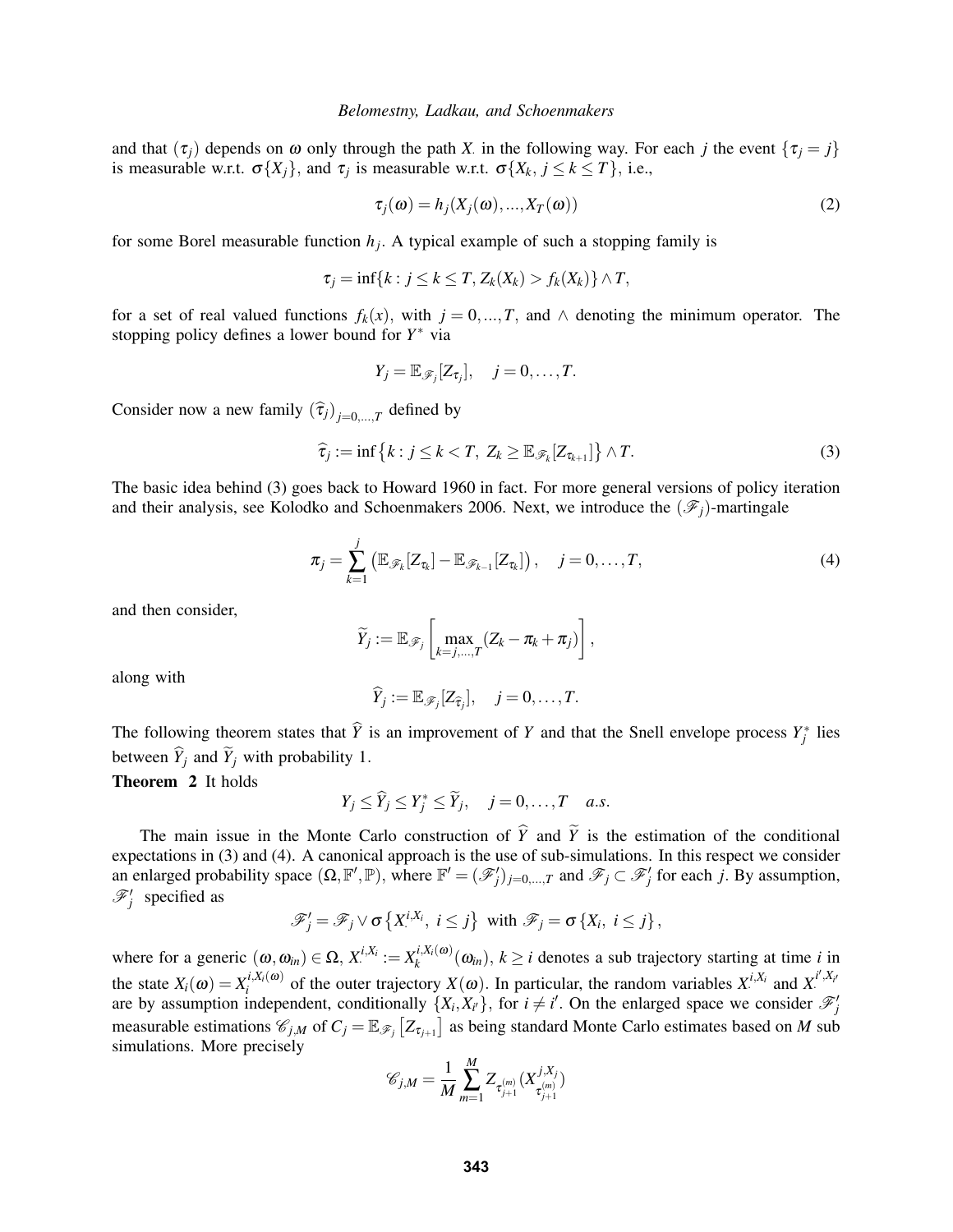and that $(\tau_j)$ depends on $\omega$ only through the path $X_\cdot$ in the following way. For each $j$ the event $\{\tau_j = j\}$ is measurable w.r.t. $\sigma\{X_j\}$, and $\tau_j$ is measurable w.r.t. $\sigma\{X_k,\ j \le k \le T\}$, i.e.,

$$\tau_j(\omega) = h_j(X_j(\omega), ..., X_T(\omega)) \tag{2}$$

for some Borel measurable function $h_j$. A typical example of such a stopping family is

$$\tau_j = \inf\{k : j \le k \le T, Z_k(X_k) > f_k(X_k)\} \wedge T,$$

for a set of real valued functions $f_k(x)$, with $j = 0, ..., T$, and $\wedge$ denoting the minimum operator. The stopping policy defines a lower bound for $Y^*$ via

$$Y_j = \mathbb{E}_{\mathscr{F}_j}[Z_{\tau_j}], \quad j = 0, \dots, T.$$

Consider now a new family $(\widehat{\tau}_j)_{j=0,...,T}$ defined by

$$\widehat{\tau}_j := \inf\left\{k : j \le k < T,\ Z_k \ge \mathbb{E}_{\mathscr{F}_k}[Z_{\tau_{k+1}}]\right\} \wedge T. \tag{3}$$

The basic idea behind (3) goes back to Howard 1960 in fact. For more general versions of policy iteration and their analysis, see Kolodko and Schoenmakers 2006. Next, we introduce the $(\mathscr{F}_j)$-martingale

$$\pi_j = \sum_{k=1}^{j} \left(\mathbb{E}_{\mathscr{F}_k}[Z_{\tau_k}] - \mathbb{E}_{\mathscr{F}_{k-1}}[Z_{\tau_k}]\right), \quad j = 0, \dots, T, \tag{4}$$

and then consider,

$$\widetilde{Y}_j := \mathbb{E}_{\mathscr{F}_j}\left[\max_{k=j,...,T}(Z_k - \pi_k + \pi_j)\right],$$

along with

$$\widehat{Y}_j := \mathbb{E}_{\mathscr{F}_j}[Z_{\widehat{\tau}_j}], \quad j = 0, \dots, T.$$

The following theorem states that $\widehat{Y}$ is an improvement of $Y$ and that the Snell envelope process $Y_j^*$ lies between $\widehat{Y}_j$ and $\widetilde{Y}_j$ with probability 1.

**Theorem 2** It holds

$$Y_j \le \widehat{Y}_j \le Y_j^* \le \widetilde{Y}_j, \quad j = 0, \dots, T \quad a.s.$$

The main issue in the Monte Carlo construction of $\widehat{Y}$ and $\widetilde{Y}$ is the estimation of the conditional expectations in (3) and (4). A canonical approach is the use of sub-simulations. In this respect we consider an enlarged probability space $(\Omega, \mathbb{F}', \mathbb{P})$, where $\mathbb{F}' = (\mathscr{F}'_j)_{j=0,...,T}$ and $\mathscr{F}_j \subset \mathscr{F}'_j$ for each $j$. By assumption, $\mathscr{F}'_j$ specified as

$$\mathscr{F}'_j = \mathscr{F}_j \vee \sigma\left\{X_\cdot^{i,X_i},\ i \le j\right\} \text{ with } \mathscr{F}_j = \sigma\left\{X_i,\ i \le j\right\},$$

where for a generic $(\omega, \omega_{in}) \in \Omega$, $X_\cdot^{i,X_i} := X_k^{i,X_i(\omega)}(\omega_{in})$, $k \ge i$ denotes a sub trajectory starting at time $i$ in the state $X_i(\omega) = X_i^{i,X_i(\omega)}$ of the outer trajectory $X(\omega)$. In particular, the random variables $X_\cdot^{i,X_i}$ and $X_\cdot^{i',X_{i'}}$ are by assumption independent, conditionally $\{X_i, X_{i'}\}$, for $i \neq i'$. On the enlarged space we consider $\mathscr{F}'_j$ measurable estimations $\mathscr{C}_{j,M}$ of $C_j = \mathbb{E}_{\mathscr{F}_j}\left[Z_{\tau_{j+1}}\right]$ as being standard Monte Carlo estimates based on $M$ sub simulations. More precisely

$$\mathscr{C}_{j,M} = \frac{1}{M}\sum_{m=1}^{M} Z_{\tau_{j+1}^{(m)}}(X_{\tau_{j+1}^{(m)}}^{j,X_j})$$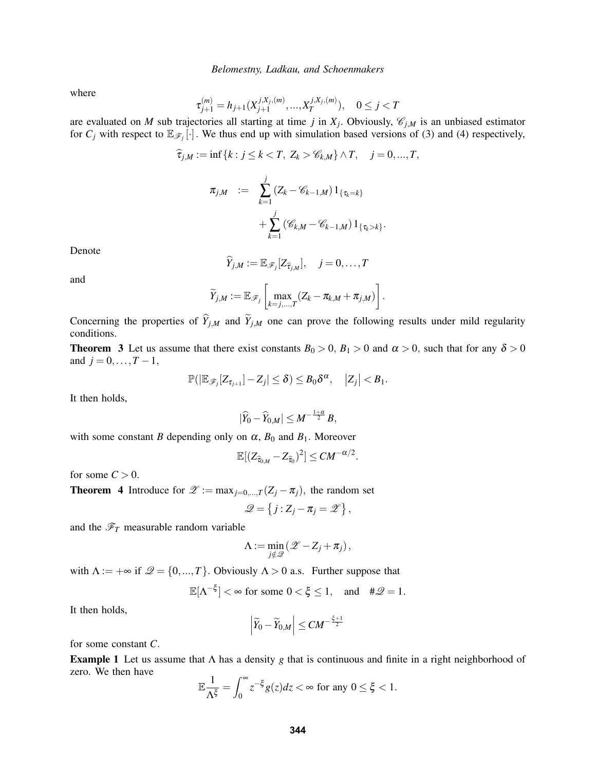where

$$\tau_{j+1}^{(m)} = h_{j+1}(X_{j+1}^{j,X_j,(m)}, ..., X_T^{j,X_j,(m)}), \quad 0 \leq j < T$$

are evaluated on $M$ sub trajectories all starting at time $j$ in $X_j$. Obviously, $\mathscr{C}_{j,M}$ is an unbiased estimator for $C_j$ with respect to $\mathbb{E}_{\mathscr{F}_j}[\cdot]$. We thus end up with simulation based versions of (3) and (4) respectively,

$$\widehat{\tau}_{j,M} := \inf\{k : j \leq k < T,\ Z_k > \mathscr{C}_{k,M}\} \wedge T, \quad j = 0, ..., T,$$

$$\begin{aligned}\pi_{j,M} \quad &:= \quad \sum_{k=1}^{j} (Z_k - \mathscr{C}_{k-1,M})\, 1_{\{\tau_k = k\}} \\ &\qquad + \sum_{k=1}^{j} (\mathscr{C}_{k,M} - \mathscr{C}_{k-1,M})\, 1_{\{\tau_k > k\}}.\end{aligned}$$

Denote

$$\widehat{Y}_{j,M} := \mathbb{E}_{\mathscr{F}_j}[Z_{\widehat{\tau}_{j,M}}], \quad j = 0, \ldots, T$$

and

$$\widetilde{Y}_{j,M} := \mathbb{E}_{\mathscr{F}_j}\left[\max_{k=j,...,T}(Z_k - \pi_{k,M} + \pi_{j,M})\right].$$

Concerning the properties of $\widehat{Y}_{j,M}$ and $\widetilde{Y}_{j,M}$ one can prove the following results under mild regularity conditions.

**Theorem 3** Let us assume that there exist constants $B_0 > 0$, $B_1 > 0$ and $\alpha > 0$, such that for any $\delta > 0$ and $j = 0, \ldots, T-1$,

$$\mathbb{P}(|\mathbb{E}_{\mathscr{F}_j}[Z_{\tau_{j+1}}] - Z_j| \leq \delta) \leq B_0 \delta^{\alpha}, \quad |Z_j| < B_1.$$

It then holds,

$$|\widehat{Y}_0 - \widehat{Y}_{0,M}| \leq M^{-\frac{1+\alpha}{2}} B,$$

with some constant $B$ depending only on $\alpha$, $B_0$ and $B_1$. Moreover

$$\mathbb{E}[(Z_{\widehat{\tau}_{0,M}} - Z_{\widehat{\tau}_0})^2] \leq CM^{-\alpha/2}.$$

for some $C > 0$.

**Theorem 4** Introduce for $\mathscr{Z} := \max_{j=0,...,T}(Z_j - \pi_j)$, the random set

$$\mathscr{Q} = \{j : Z_j - \pi_j = \mathscr{Z}\},$$

and the $\mathscr{F}_T$ measurable random variable

$$\Lambda := \min_{j \notin \mathscr{Q}} (\mathscr{Z} - Z_j + \pi_j),$$

with $\Lambda := +\infty$ if $\mathscr{Q} = \{0, ..., T\}$. Obviously $\Lambda > 0$ a.s. Further suppose that

$$\mathbb{E}[\Lambda^{-\xi}] < \infty \text{ for some } 0 < \xi \leq 1, \quad \text{and} \quad \#\mathscr{Q} = 1.$$

It then holds,

$$\left|\widetilde{Y}_0 - \widetilde{Y}_{0,M}\right| \leq CM^{-\frac{\xi+1}{2}}$$

for some constant $C$.

**Example 1** Let us assume that $\Lambda$ has a density $g$ that is continuous and finite in a right neighborhood of zero. We then have

$$\mathbb{E}\frac{1}{\Lambda^{\xi}} = \int_0^{\infty} z^{-\xi} g(z)dz < \infty \text{ for any } 0 \leq \xi < 1.$$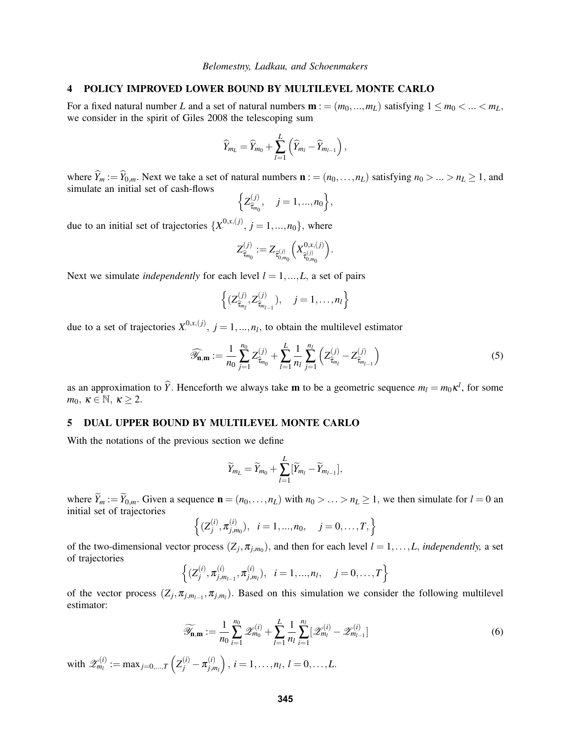## 4 POLICY IMPROVED LOWER BOUND BY MULTILEVEL MONTE CARLO

For a fixed natural number $L$ and a set of natural numbers $\mathbf{m} := (m_0, ..., m_L)$ satisfying $1 \leq m_0 < ... < m_L$, we consider in the spirit of Giles 2008 the telescoping sum

$$\widehat{Y}_{m_L} = \widehat{Y}_{m_0} + \sum_{l=1}^{L} \left( \widehat{Y}_{m_l} - \widehat{Y}_{m_{l-1}} \right),$$

where $\widehat{Y}_m := \widehat{Y}_{0,m}$. Next we take a set of natural numbers $\mathbf{n} := (n_0, \ldots, n_L)$ satisfying $n_0 > ... > n_L \geq 1$, and simulate an initial set of cash-flows

$$\left\{ Z^{(j)}_{\widehat{\tau}_{m_0}}, \quad j = 1, ..., n_0 \right\},$$

due to an initial set of trajectories $\{X^{0,x,(j)}_{\cdot}, \, j = 1, ..., n_0\}$, where

$$Z^{(j)}_{\widehat{\tau}_{m_0}} := Z_{\widehat{\tau}^{(j)}_{0,m_0}} \left( X^{0,x,(j)}_{\widehat{\tau}^{(j)}_{0,m_0}} \right).$$

Next we simulate *independently* for each level $l = 1, ..., L$, a set of pairs

$$\left\{ (Z^{(j)}_{\widehat{\tau}_{m_l}}, Z^{(j)}_{\widehat{\tau}_{m_{l-1}}}), \quad j = 1, \ldots, n_l \right\}$$

due to a set of trajectories $X^{0,x,(j)}_{\cdot}, \, j = 1, ..., n_l$, to obtain the multilevel estimator

$$\widehat{\mathscr{Y}}_{\mathbf{n},\mathbf{m}} := \frac{1}{n_0} \sum_{j=1}^{n_0} Z^{(j)}_{\widehat{\tau}_{m_0}} + \sum_{l=1}^{L} \frac{1}{n_l} \sum_{j=1}^{n_l} \left( Z^{(j)}_{\widehat{\tau}_{m_l}} - Z^{(j)}_{\widehat{\tau}_{m_{l-1}}} \right) \tag{5}$$

as an approximation to $\widehat{Y}$. Henceforth we always take $\mathbf{m}$ to be a geometric sequence $m_l = m_0 \kappa^l$, for some $m_0, \, \kappa \in \mathbb{N}, \, \kappa \geq 2$.

## 5 DUAL UPPER BOUND BY MULTILEVEL MONTE CARLO

With the notations of the previous section we define

$$\widetilde{Y}_{m_L} = \widetilde{Y}_{m_0} + \sum_{l=1}^{L} [\widetilde{Y}_{m_l} - \widetilde{Y}_{m_{l-1}}],$$

where $\widetilde{Y}_m := \widetilde{Y}_{0,m}$. Given a sequence $\mathbf{n} = (n_0, \ldots, n_L)$ with $n_0 > \ldots > n_L \geq 1$, we then simulate for $l = 0$ an initial set of trajectories

$$\left\{ (Z^{(i)}_j, \pi^{(i)}_{j,m_0}), \quad i = 1, ..., n_0, \quad j = 0, \ldots, T, \right\}$$

of the two-dimensional vector process $(Z_j, \pi_{j,m_0})$, and then for each level $l = 1, \ldots, L$, *independently,* a set of trajectories

$$\left\{ (Z^{(i)}_j, \pi^{(i)}_{j,m_{l-1}}, \pi^{(i)}_{j,m_l}), \quad i = 1, ..., n_l, \quad j = 0, \ldots, T \right\}$$

of the vector process $(Z_j, \pi_{j,m_{l-1}}, \pi_{j,m_l})$. Based on this simulation we consider the following multilevel estimator:

$$\widetilde{\mathscr{Y}}_{\mathbf{n},\mathbf{m}} := \frac{1}{n_0} \sum_{i=1}^{n_0} \mathscr{Z}^{(i)}_{m_0} + \sum_{l=1}^{L} \frac{1}{n_l} \sum_{i=1}^{n_l} [\mathscr{Z}^{(i)}_{m_l} - \mathscr{Z}^{(i)}_{m_{l-1}}] \tag{6}$$

with $\mathscr{Z}^{(i)}_{m_l} := \max_{j=0,\ldots,T} \left( Z^{(i)}_j - \pi^{(i)}_{j,m_l} \right), \, i = 1, \ldots, n_l, \, l = 0, \ldots, L.$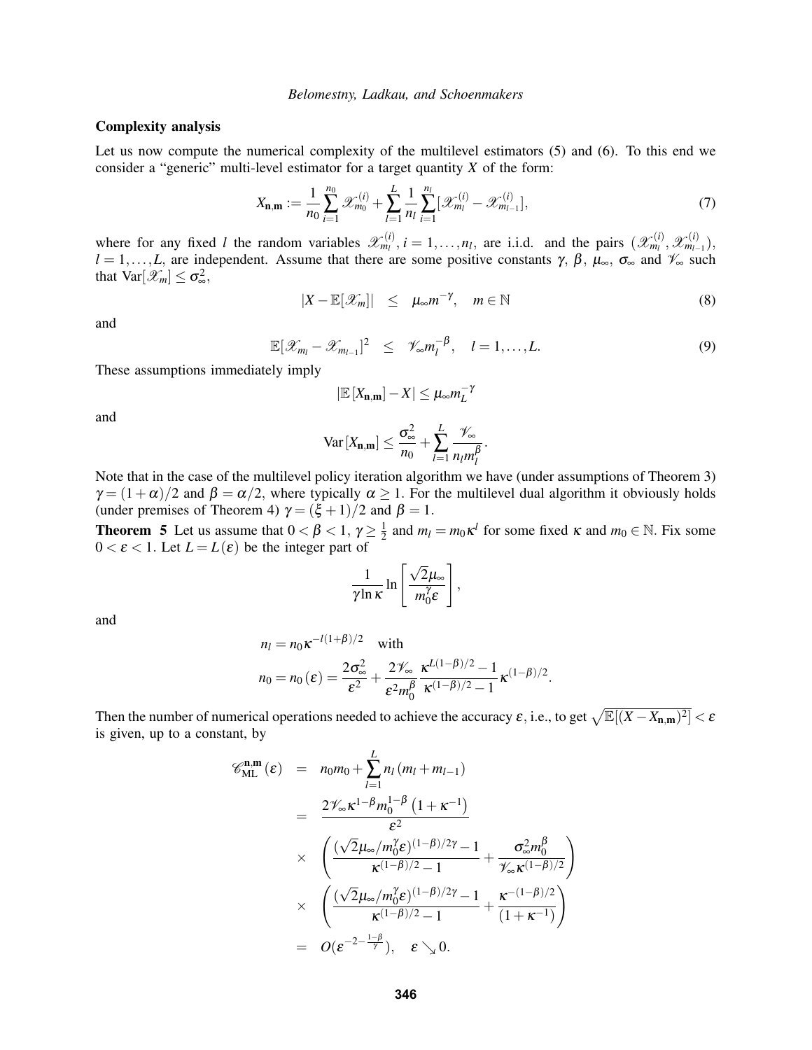**Complexity analysis**

Let us now compute the numerical complexity of the multilevel estimators (5) and (6). To this end we consider a "generic" multi-level estimator for a target quantity $X$ of the form:

$$X_{\mathbf{n},\mathbf{m}} := \frac{1}{n_0}\sum_{i=1}^{n_0} \mathscr{X}_{m_0}^{(i)} + \sum_{l=1}^{L} \frac{1}{n_l}\sum_{i=1}^{n_l} [\mathscr{X}_{m_l}^{(i)} - \mathscr{X}_{m_{l-1}}^{(i)}], \tag{7}$$

where for any fixed $l$ the random variables $\mathscr{X}_{m_l}^{(i)}$, $i = 1,\ldots,n_l$, are i.i.d. and the pairs $(\mathscr{X}_{m_l}^{(i)}, \mathscr{X}_{m_{l-1}}^{(i)})$, $l = 1,\ldots,L$, are independent. Assume that there are some positive constants $\gamma$, $\beta$, $\mu_\infty$, $\sigma_\infty$ and $\mathscr{V}_\infty$ such that $\mathrm{Var}[\mathscr{X}_m] \leq \sigma_\infty^2$,

$$|X - \mathbb{E}[\mathscr{X}_m]| \quad \leq \quad \mu_\infty m^{-\gamma}, \quad m \in \mathbb{N} \tag{8}$$

and

$$\mathbb{E}[\mathscr{X}_{m_l} - \mathscr{X}_{m_{l-1}}]^2 \quad \leq \quad \mathscr{V}_\infty m_l^{-\beta}, \quad l = 1,\ldots,L. \tag{9}$$

These assumptions immediately imply

$$|\mathbb{E}[X_{\mathbf{n},\mathbf{m}}] - X| \leq \mu_\infty m_L^{-\gamma}$$

and

$$\mathrm{Var}[X_{\mathbf{n},\mathbf{m}}] \leq \frac{\sigma_\infty^2}{n_0} + \sum_{l=1}^{L} \frac{\mathscr{V}_\infty}{n_l m_l^\beta}.$$

Note that in the case of the multilevel policy iteration algorithm we have (under assumptions of Theorem 3) $\gamma = (1+\alpha)/2$ and $\beta = \alpha/2$, where typically $\alpha \geq 1$. For the multilevel dual algorithm it obviously holds (under premises of Theorem 4) $\gamma = (\xi + 1)/2$ and $\beta = 1$.

**Theorem 5** Let us assume that $0 < \beta < 1$, $\gamma \geq \frac{1}{2}$ and $m_l = m_0 \kappa^l$ for some fixed $\kappa$ and $m_0 \in \mathbb{N}$. Fix some $0 < \varepsilon < 1$. Let $L = L(\varepsilon)$ be the integer part of

$$\frac{1}{\gamma \ln \kappa} \ln\left[\frac{\sqrt{2}\mu_\infty}{m_0^\gamma \varepsilon}\right],$$

and

$$\begin{aligned}
&n_l = n_0 \kappa^{-l(1+\beta)/2} \quad \text{with} \\
&n_0 = n_0(\varepsilon) = \frac{2\sigma_\infty^2}{\varepsilon^2} + \frac{2\mathscr{V}_\infty}{\varepsilon^2 m_0^\beta} \frac{\kappa^{L(1-\beta)/2} - 1}{\kappa^{(1-\beta)/2} - 1} \kappa^{(1-\beta)/2}.
\end{aligned}$$

Then the number of numerical operations needed to achieve the accuracy $\varepsilon$, i.e., to get $\sqrt{\mathbb{E}[(X - X_{\mathbf{n},\mathbf{m}})^2]} < \varepsilon$ is given, up to a constant, by

$$\begin{aligned}
\mathscr{C}_{\mathrm{ML}}^{\mathbf{n},\mathbf{m}}(\varepsilon) &= n_0 m_0 + \sum_{l=1}^{L} n_l (m_l + m_{l-1}) \\
&= \frac{2\mathscr{V}_\infty \kappa^{1-\beta} m_0^{1-\beta} \left(1+\kappa^{-1}\right)}{\varepsilon^2} \\
&\times \left( \frac{(\sqrt{2}\mu_\infty/m_0^\gamma \varepsilon)^{(1-\beta)/2\gamma} - 1}{\kappa^{(1-\beta)/2} - 1} + \frac{\sigma_\infty^2 m_0^\beta}{\mathscr{V}_\infty \kappa^{(1-\beta)/2}} \right) \\
&\times \left( \frac{(\sqrt{2}\mu_\infty/m_0^\gamma \varepsilon)^{(1-\beta)/2\gamma} - 1}{\kappa^{(1-\beta)/2} - 1} + \frac{\kappa^{-(1-\beta)/2}}{(1+\kappa^{-1})} \right) \\
&= O(\varepsilon^{-2-\frac{1-\beta}{\gamma}}), \quad \varepsilon \searrow 0.
\end{aligned}$$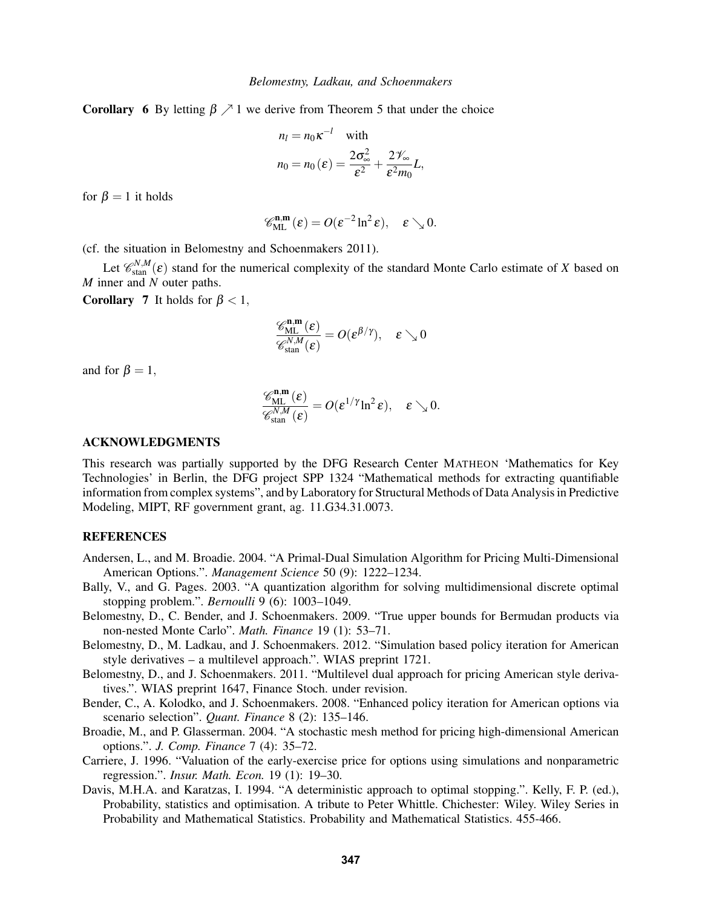**Corollary 6** By letting $\beta \nearrow 1$ we derive from Theorem 5 that under the choice

$$n_l = n_0 \kappa^{-l} \quad \text{with}$$
$$n_0 = n_0(\varepsilon) = \frac{2\sigma_\infty^2}{\varepsilon^2} + \frac{2\mathscr{V}_\infty}{\varepsilon^2 m_0} L,$$

for $\beta = 1$ it holds

$$\mathscr{C}_{\mathrm{ML}}^{\mathbf{n},\mathbf{m}}(\varepsilon) = O(\varepsilon^{-2} \ln^2 \varepsilon), \quad \varepsilon \searrow 0.$$

(cf. the situation in Belomestny and Schoenmakers 2011).

Let $\mathscr{C}_{\mathrm{stan}}^{N,M}(\varepsilon)$ stand for the numerical complexity of the standard Monte Carlo estimate of $X$ based on $M$ inner and $N$ outer paths.

**Corollary 7** It holds for $\beta < 1$,

$$\frac{\mathscr{C}_{\mathrm{ML}}^{\mathbf{n},\mathbf{m}}(\varepsilon)}{\mathscr{C}_{\mathrm{stan}}^{N,M}(\varepsilon)} = O(\varepsilon^{\beta/\gamma}), \quad \varepsilon \searrow 0$$

and for $\beta = 1$,

$$\frac{\mathscr{C}_{\mathrm{ML}}^{\mathbf{n},\mathbf{m}}(\varepsilon)}{\mathscr{C}_{\mathrm{stan}}^{N,M}(\varepsilon)} = O(\varepsilon^{1/\gamma} \ln^2 \varepsilon), \quad \varepsilon \searrow 0.$$

## ACKNOWLEDGMENTS

This research was partially supported by the DFG Research Center MATHEON 'Mathematics for Key Technologies' in Berlin, the DFG project SPP 1324 "Mathematical methods for extracting quantifiable information from complex systems", and by Laboratory for Structural Methods of Data Analysis in Predictive Modeling, MIPT, RF government grant, ag. 11.G34.31.0073.

## REFERENCES

Andersen, L., and M. Broadie. 2004. "A Primal-Dual Simulation Algorithm for Pricing Multi-Dimensional American Options.". *Management Science* 50 (9): 1222–1234.

Bally, V., and G. Pages. 2003. "A quantization algorithm for solving multidimensional discrete optimal stopping problem.". *Bernoulli* 9 (6): 1003–1049.

Belomestny, D., C. Bender, and J. Schoenmakers. 2009. "True upper bounds for Bermudan products via non-nested Monte Carlo". *Math. Finance* 19 (1): 53–71.

Belomestny, D., M. Ladkau, and J. Schoenmakers. 2012. "Simulation based policy iteration for American style derivatives – a multilevel approach.". WIAS preprint 1721.

Belomestny, D., and J. Schoenmakers. 2011. "Multilevel dual approach for pricing American style derivatives.". WIAS preprint 1647, Finance Stoch. under revision.

Bender, C., A. Kolodko, and J. Schoenmakers. 2008. "Enhanced policy iteration for American options via scenario selection". *Quant. Finance* 8 (2): 135–146.

Broadie, M., and P. Glasserman. 2004. "A stochastic mesh method for pricing high-dimensional American options.". *J. Comp. Finance* 7 (4): 35–72.

Carriere, J. 1996. "Valuation of the early-exercise price for options using simulations and nonparametric regression.". *Insur. Math. Econ.* 19 (1): 19–30.

Davis, M.H.A. and Karatzas, I. 1994. "A deterministic approach to optimal stopping.". Kelly, F. P. (ed.), Probability, statistics and optimisation. A tribute to Peter Whittle. Chichester: Wiley. Wiley Series in Probability and Mathematical Statistics. Probability and Mathematical Statistics. 455-466.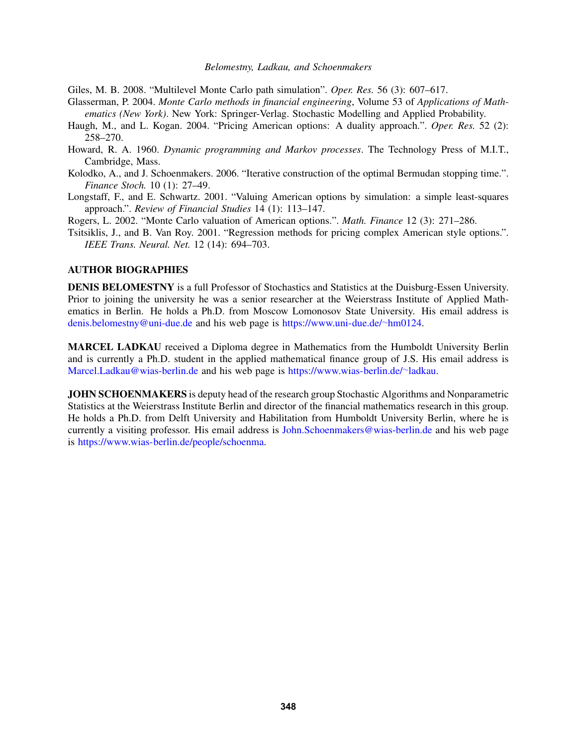Giles, M. B. 2008. “Multilevel Monte Carlo path simulation”. *Oper. Res.* 56 (3): 607–617.

Glasserman, P. 2004. *Monte Carlo methods in financial engineering*, Volume 53 of *Applications of Mathematics (New York)*. New York: Springer-Verlag. Stochastic Modelling and Applied Probability.

Haugh, M., and L. Kogan. 2004. “Pricing American options: A duality approach.”. *Oper. Res.* 52 (2): 258–270.

Howard, R. A. 1960. *Dynamic programming and Markov processes*. The Technology Press of M.I.T., Cambridge, Mass.

Kolodko, A., and J. Schoenmakers. 2006. “Iterative construction of the optimal Bermudan stopping time.”. *Finance Stoch.* 10 (1): 27–49.

Longstaff, F., and E. Schwartz. 2001. “Valuing American options by simulation: a simple least-squares approach.”. *Review of Financial Studies* 14 (1): 113–147.

Rogers, L. 2002. “Monte Carlo valuation of American options.”. *Math. Finance* 12 (3): 271–286.

Tsitsiklis, J., and B. Van Roy. 2001. “Regression methods for pricing complex American style options.”. *IEEE Trans. Neural. Net.* 12 (14): 694–703.

## AUTHOR BIOGRAPHIES

**DENIS BELOMESTNY** is a full Professor of Stochastics and Statistics at the Duisburg-Essen University. Prior to joining the university he was a senior researcher at the Weierstrass Institute of Applied Mathematics in Berlin. He holds a Ph.D. from Moscow Lomonosov State University. His email address is denis.belomestny@uni-due.de and his web page is https://www.uni-due.de/~hm0124.

**MARCEL LADKAU** received a Diploma degree in Mathematics from the Humboldt University Berlin and is currently a Ph.D. student in the applied mathematical finance group of J.S. His email address is Marcel.Ladkau@wias-berlin.de and his web page is https://www.wias-berlin.de/~ladkau.

**JOHN SCHOENMAKERS** is deputy head of the research group Stochastic Algorithms and Nonparametric Statistics at the Weierstrass Institute Berlin and director of the financial mathematics research in this group. He holds a Ph.D. from Delft University and Habilitation from Humboldt University Berlin, where he is currently a visiting professor. His email address is John.Schoenmakers@wias-berlin.de and his web page is https://www.wias-berlin.de/people/schoenma.